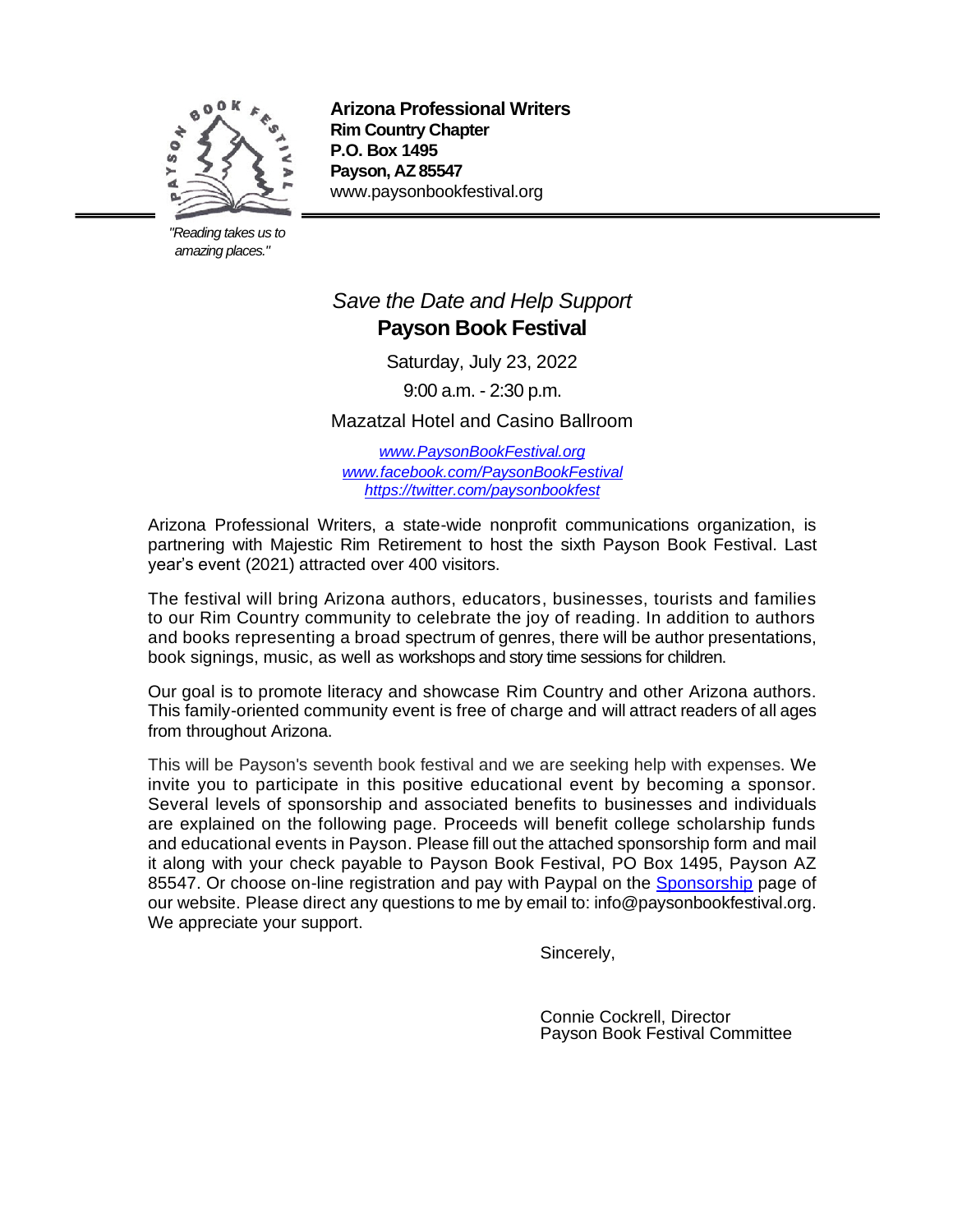**Arizona Professional Writers**
**Rim Country Chapter**
**P.O. Box 1495**
**Payson, AZ 85547**
www.paysonbookfestival.org

*"Reading takes us to amazing places."*

*Save the Date and Help Support*

**Payson Book Festival**

Saturday, July 23, 2022

9:00 a.m. - 2:30 p.m.

Mazatzal Hotel and Casino Ballroom

*www.PaysonBookFestival.org*
*www.facebook.com/PaysonBookFestival*
*https://twitter.com/paysonbookfest*

Arizona Professional Writers, a state-wide nonprofit communications organization, is partnering with Majestic Rim Retirement to host the sixth Payson Book Festival. Last year's event (2021) attracted over 400 visitors.

The festival will bring Arizona authors, educators, businesses, tourists and families to our Rim Country community to celebrate the joy of reading. In addition to authors and books representing a broad spectrum of genres, there will be author presentations, book signings, music, as well as workshops and story time sessions for children.

Our goal is to promote literacy and showcase Rim Country and other Arizona authors. This family-oriented community event is free of charge and will attract readers of all ages from throughout Arizona.

This will be Payson's seventh book festival and we are seeking help with expenses. We invite you to participate in this positive educational event by becoming a sponsor. Several levels of sponsorship and associated benefits to businesses and individuals are explained on the following page. Proceeds will benefit college scholarship funds and educational events in Payson. Please fill out the attached sponsorship form and mail it along with your check payable to Payson Book Festival, PO Box 1495, Payson AZ 85547. Or choose on-line registration and pay with Paypal on the Sponsorship page of our website. Please direct any questions to me by email to: info@paysonbookfestival.org. We appreciate your support.

Sincerely,

Connie Cockrell, Director
Payson Book Festival Committee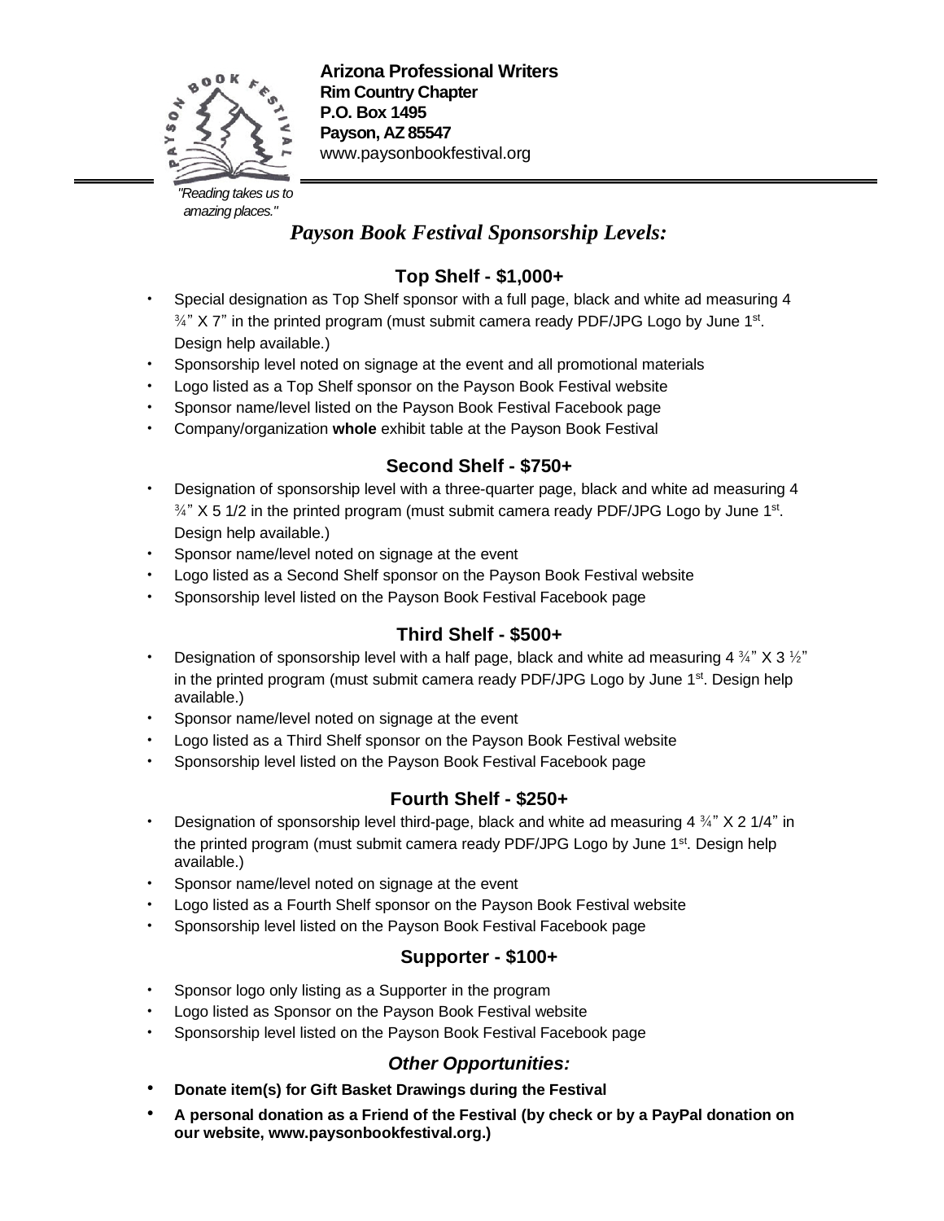**Arizona Professional Writers**
**Rim Country Chapter**
**P.O. Box 1495**
**Payson, AZ 85547**
www.paysonbookfestival.org

*"Reading takes us to amazing places."*

# *Payson Book Festival Sponsorship Levels:*

## Top Shelf - $1,000+

- Special designation as Top Shelf sponsor with a full page, black and white ad measuring 4 ¾" X 7" in the printed program (must submit camera ready PDF/JPG Logo by June 1st. Design help available.)
- Sponsorship level noted on signage at the event and all promotional materials
- Logo listed as a Top Shelf sponsor on the Payson Book Festival website
- Sponsor name/level listed on the Payson Book Festival Facebook page
- Company/organization **whole** exhibit table at the Payson Book Festival

## Second Shelf - $750+

- Designation of sponsorship level with a three-quarter page, black and white ad measuring 4 ¾" X 5 1/2 in the printed program (must submit camera ready PDF/JPG Logo by June 1st. Design help available.)
- Sponsor name/level noted on signage at the event
- Logo listed as a Second Shelf sponsor on the Payson Book Festival website
- Sponsorship level listed on the Payson Book Festival Facebook page

## Third Shelf - $500+

- Designation of sponsorship level with a half page, black and white ad measuring 4 ¾" X 3 ½" in the printed program (must submit camera ready PDF/JPG Logo by June 1st. Design help available.)
- Sponsor name/level noted on signage at the event
- Logo listed as a Third Shelf sponsor on the Payson Book Festival website
- Sponsorship level listed on the Payson Book Festival Facebook page

## Fourth Shelf - $250+

- Designation of sponsorship level third-page, black and white ad measuring 4 ¾" X 2 1/4" in the printed program (must submit camera ready PDF/JPG Logo by June 1st. Design help available.)
- Sponsor name/level noted on signage at the event
- Logo listed as a Fourth Shelf sponsor on the Payson Book Festival website
- Sponsorship level listed on the Payson Book Festival Facebook page

## Supporter - $100+

- Sponsor logo only listing as a Supporter in the program
- Logo listed as Sponsor on the Payson Book Festival website
- Sponsorship level listed on the Payson Book Festival Facebook page

## *Other Opportunities:*

- **Donate item(s) for Gift Basket Drawings during the Festival**
- **A personal donation as a Friend of the Festival (by check or by a PayPal donation on our website, www.paysonbookfestival.org.)**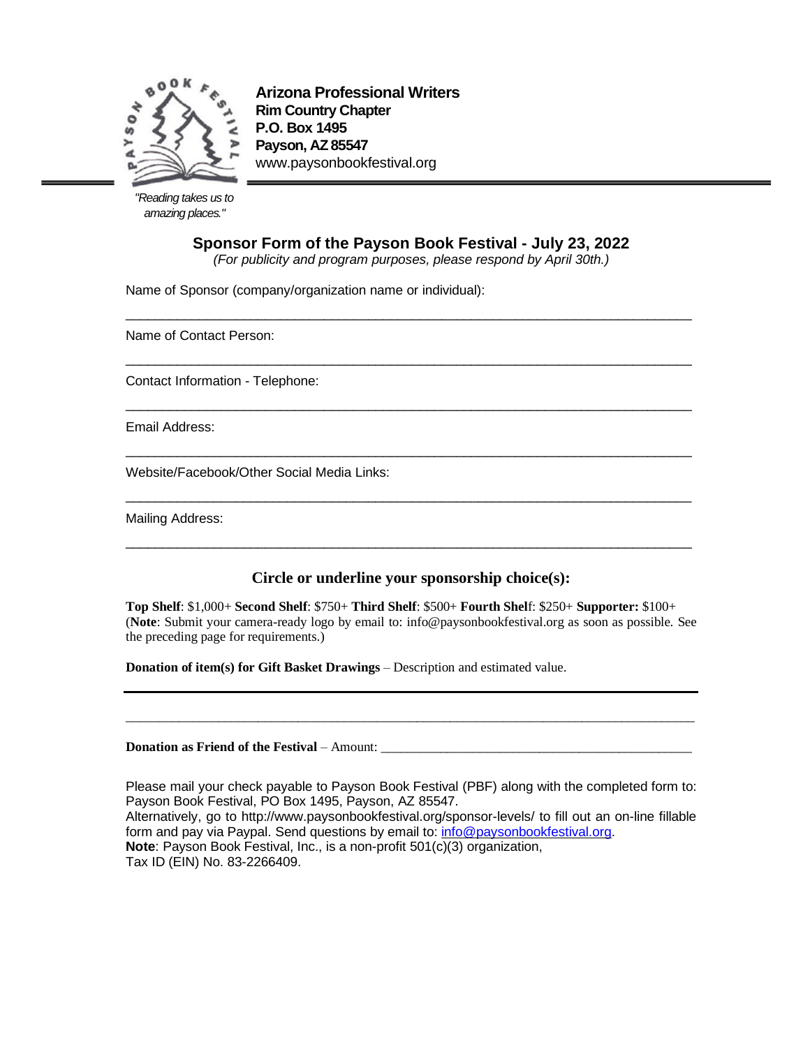**Arizona Professional Writers**
**Rim Country Chapter**
**P.O. Box 1495**
**Payson, AZ 85547**
www.paysonbookfestival.org

*"Reading takes us to amazing places."*

## Sponsor Form of the Payson Book Festival - July 23, 2022

*(For publicity and program purposes, please respond by April 30th.)*

Name of Sponsor (company/organization name or individual):

\_\_\_\_\_\_\_\_\_\_\_\_\_\_\_\_\_\_\_\_\_\_\_\_\_\_\_\_\_\_\_\_\_\_\_\_\_\_\_\_\_\_\_\_\_\_\_\_\_\_\_\_\_\_\_\_\_\_\_\_

Name of Contact Person:

\_\_\_\_\_\_\_\_\_\_\_\_\_\_\_\_\_\_\_\_\_\_\_\_\_\_\_\_\_\_\_\_\_\_\_\_\_\_\_\_\_\_\_\_\_\_\_\_\_\_\_\_\_\_\_\_\_\_\_\_

Contact Information - Telephone:

\_\_\_\_\_\_\_\_\_\_\_\_\_\_\_\_\_\_\_\_\_\_\_\_\_\_\_\_\_\_\_\_\_\_\_\_\_\_\_\_\_\_\_\_\_\_\_\_\_\_\_\_\_\_\_\_\_\_\_\_

Email Address:

\_\_\_\_\_\_\_\_\_\_\_\_\_\_\_\_\_\_\_\_\_\_\_\_\_\_\_\_\_\_\_\_\_\_\_\_\_\_\_\_\_\_\_\_\_\_\_\_\_\_\_\_\_\_\_\_\_\_\_\_

Website/Facebook/Other Social Media Links:

\_\_\_\_\_\_\_\_\_\_\_\_\_\_\_\_\_\_\_\_\_\_\_\_\_\_\_\_\_\_\_\_\_\_\_\_\_\_\_\_\_\_\_\_\_\_\_\_\_\_\_\_\_\_\_\_\_\_\_\_

Mailing Address:

\_\_\_\_\_\_\_\_\_\_\_\_\_\_\_\_\_\_\_\_\_\_\_\_\_\_\_\_\_\_\_\_\_\_\_\_\_\_\_\_\_\_\_\_\_\_\_\_\_\_\_\_\_\_\_\_\_\_\_\_

### Circle or underline your sponsorship choice(s):

**Top Shelf**: $1,000+ **Second Shelf**: $750+ **Third Shelf**: $500+ **Fourth Shel**f: $250+ **Supporter:** $100+ (**Note**: Submit your camera-ready logo by email to: info@paysonbookfestival.org as soon as possible. See the preceding page for requirements.)

**Donation of item(s) for Gift Basket Drawings** – Description and estimated value.

\_\_\_\_\_\_\_\_\_\_\_\_\_\_\_\_\_\_\_\_\_\_\_\_\_\_\_\_\_\_\_\_\_\_\_\_\_\_\_\_\_\_\_\_\_\_\_\_\_\_\_\_\_\_\_\_\_\_\_\_

**Donation as Friend of the Festival** – Amount: \_\_\_\_\_\_\_\_\_\_\_\_\_\_\_\_\_\_\_\_\_\_\_\_\_\_\_\_\_\_\_\_

Please mail your check payable to Payson Book Festival (PBF) along with the completed form to: Payson Book Festival, PO Box 1495, Payson, AZ 85547.
Alternatively, go to http://www.paysonbookfestival.org/sponsor-levels/ to fill out an on-line fillable form and pay via Paypal. Send questions by email to: info@paysonbookfestival.org.
**Note**: Payson Book Festival, Inc., is a non-profit 501(c)(3) organization,
Tax ID (EIN) No. 83-2266409.